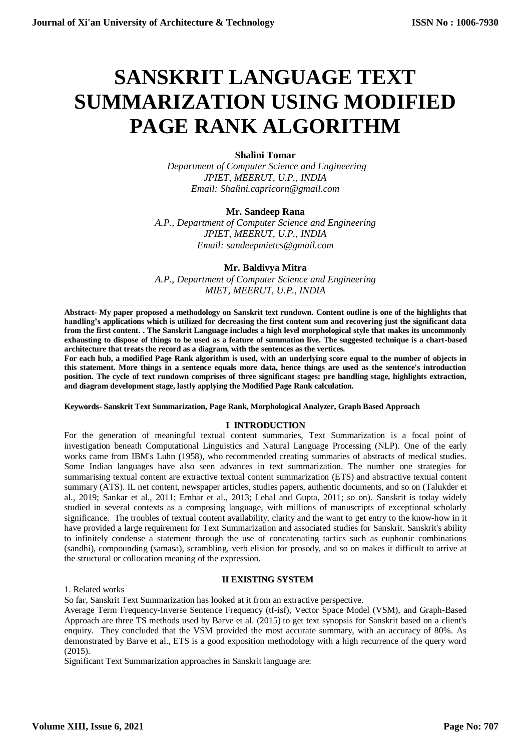# SANSKRIT LANGUAGE TEXT SUMMARIZATION USING MODIFIED PAGE RANK ALGORITHM

**Shalini Tomar**
*Department of Computer Science and Engineering*
*JPIET, MEERUT, U.P., INDIA*
*Email: Shalini.capricorn@gmail.com*

**Mr. Sandeep Rana**
*A.P., Department of Computer Science and Engineering*
*JPIET, MEERUT, U.P., INDIA*
*Email: sandeepmietcs@gmail.com*

**Mr. Baldivya Mitra**
*A.P., Department of Computer Science and Engineering*
*MIET, MEERUT, U.P., INDIA*

**Abstract- My paper proposed a methodology on Sanskrit text rundown. Content outline is one of the highlights that handling's applications which is utilized for decreasing the first content sum and recovering just the significant data from the first content. . The Sanskrit Language includes a high level morphological style that makes its uncommonly exhausting to dispose of things to be used as a feature of summation live. The suggested technique is a chart-based architecture that treats the record as a diagram, with the sentences as the vertices.**
**For each hub, a modified Page Rank algorithm is used, with an underlying score equal to the number of objects in this statement. More things in a sentence equals more data, hence things are used as the sentence's introduction position. The cycle of text rundown comprises of three significant stages: pre handling stage, highlights extraction, and diagram development stage, lastly applying the Modified Page Rank calculation.**

**Keywords- Sanskrit Text Summarization, Page Rank, Morphological Analyzer, Graph Based Approach**

## I INTRODUCTION

For the generation of meaningful textual content summaries, Text Summarization is a focal point of investigation beneath Computational Linguistics and Natural Language Processing (NLP). One of the early works came from IBM's Luhn (1958), who recommended creating summaries of abstracts of medical studies. Some Indian languages have also seen advances in text summarization. The number one strategies for summarising textual content are extractive textual content summarization (ETS) and abstractive textual content summary (ATS). IL net content, newspaper articles, studies papers, authentic documents, and so on (Talukder et al., 2019; Sankar et al., 2011; Embar et al., 2013; Lehal and Gupta, 2011; so on). Sanskrit is today widely studied in several contexts as a composing language, with millions of manuscripts of exceptional scholarly significance. The troubles of textual content availability, clarity and the want to get entry to the know-how in it have provided a large requirement for Text Summarization and associated studies for Sanskrit. Sanskrit's ability to infinitely condense a statement through the use of concatenating tactics such as euphonic combinations (sandhi), compounding (samasa), scrambling, verb elision for prosody, and so on makes it difficult to arrive at the structural or collocation meaning of the expression.

## II EXISTING SYSTEM

1. Related works

So far, Sanskrit Text Summarization has looked at it from an extractive perspective.

Average Term Frequency-Inverse Sentence Frequency (tf-isf), Vector Space Model (VSM), and Graph-Based Approach are three TS methods used by Barve et al. (2015) to get text synopsis for Sanskrit based on a client's enquiry. They concluded that the VSM provided the most accurate summary, with an accuracy of 80%. As demonstrated by Barve et al., ETS is a good exposition methodology with a high recurrence of the query word (2015).

Significant Text Summarization approaches in Sanskrit language are: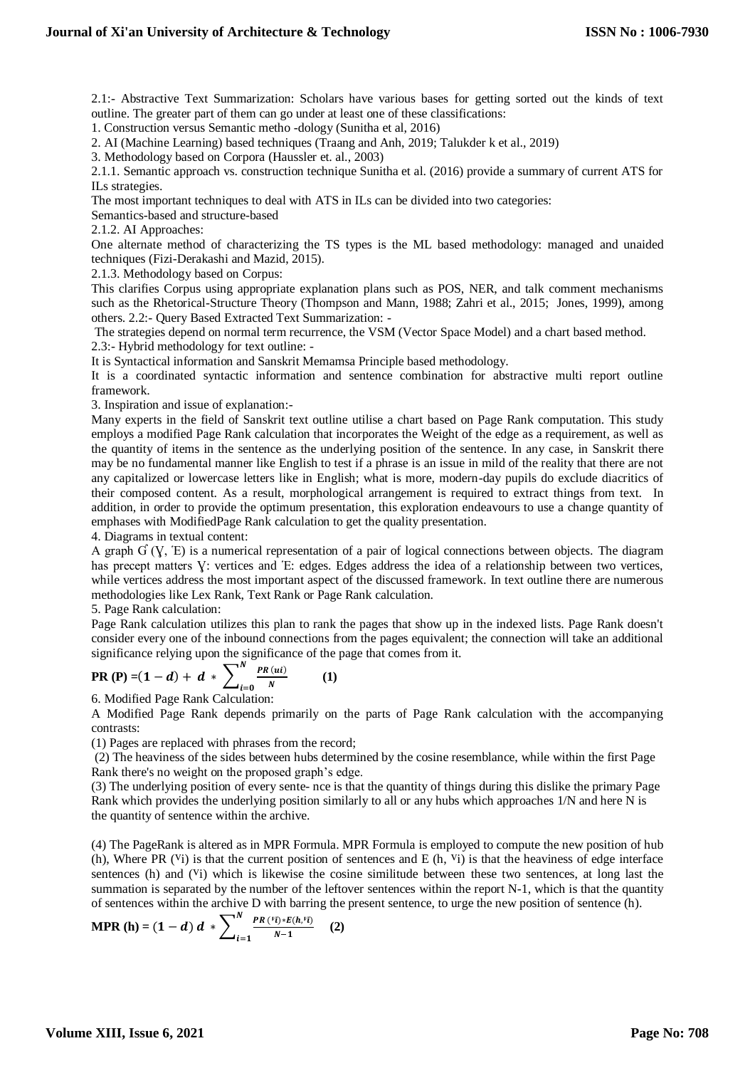2.1:- Abstractive Text Summarization: Scholars have various bases for getting sorted out the kinds of text outline. The greater part of them can go under at least one of these classifications:

1. Construction versus Semantic metho -dology (Sunitha et al, 2016)
2. AI (Machine Learning) based techniques (Traang and Anh, 2019; Talukder k et al., 2019)
3. Methodology based on Corpora (Haussler et. al., 2003)

2.1.1. Semantic approach vs. construction technique Sunitha et al. (2016) provide a summary of current ATS for ILs strategies.

The most important techniques to deal with ATS in ILs can be divided into two categories:

Semantics-based and structure-based

2.1.2. AI Approaches:

One alternate method of characterizing the TS types is the ML based methodology: managed and unaided techniques (Fizi-Derakashi and Mazid, 2015).

2.1.3. Methodology based on Corpus:

This clarifies Corpus using appropriate explanation plans such as POS, NER, and talk comment mechanisms such as the Rhetorical-Structure Theory (Thompson and Mann, 1988; Zahri et al., 2015; Jones, 1999), among others. 2.2:- Query Based Extracted Text Summarization: -

The strategies depend on normal term recurrence, the VSM (Vector Space Model) and a chart based method.

2.3:- Hybrid methodology for text outline: -

It is Syntactical information and Sanskrit Memamsa Principle based methodology.

It is a coordinated syntactic information and sentence combination for abstractive multi report outline framework.

3. Inspiration and issue of explanation:-

Many experts in the field of Sanskrit text outline utilise a chart based on Page Rank computation. This study employs a modified Page Rank calculation that incorporates the Weight of the edge as a requirement, as well as the quantity of items in the sentence as the underlying position of the sentence. In any case, in Sanskrit there may be no fundamental manner like English to test if a phrase is an issue in mild of the reality that there are not any capitalized or lowercase letters like in English; what is more, modern-day pupils do exclude diacritics of their composed content. As a result, morphological arrangement is required to extract things from text. In addition, in order to provide the optimum presentation, this exploration endeavours to use a change quantity of emphases with ModifiedPage Rank calculation to get the quality presentation.

4. Diagrams in textual content:

A graph Ǵ (Ỵ, Έ) is a numerical representation of a pair of logical connections between objects. The diagram has precept matters Ỵ: vertices and Έ: edges. Edges address the idea of a relationship between two vertices, while vertices address the most important aspect of the discussed framework. In text outline there are numerous methodologies like Lex Rank, Text Rank or Page Rank calculation.

5. Page Rank calculation:

Page Rank calculation utilizes this plan to rank the pages that show up in the indexed lists. Page Rank doesn't consider every one of the inbound connections from the pages equivalent; the connection will take an additional significance relying upon the significance of the page that comes from it.

$$\textbf{PR (P)} = (1-d) + d * \sum_{i=0}^{N} \frac{PR(ui)}{N} \qquad \textbf{(1)}$$

6. Modified Page Rank Calculation:

A Modified Page Rank depends primarily on the parts of Page Rank calculation with the accompanying contrasts:

(1) Pages are replaced with phrases from the record;

(2) The heaviness of the sides between hubs determined by the cosine resemblance, while within the first Page Rank there's no weight on the proposed graph's edge.

(3) The underlying position of every sente- nce is that the quantity of things during this dislike the primary Page Rank which provides the underlying position similarly to all or any hubs which approaches 1/N and here N is the quantity of sentence within the archive.

(4) The PageRank is altered as in MPR Formula. MPR Formula is employed to compute the new position of hub (h), Where PR ($^{v}$i) is that the current position of sentences and E (h, $^{v}$i) is that the heaviness of edge interface sentences (h) and ($^{v}$i) which is likewise the cosine similitude between these two sentences, at long last the summation is separated by the number of the leftover sentences within the report N-1, which is that the quantity of sentences within the archive D with barring the present sentence, to urge the new position of sentence (h).

$$\textbf{MPR (h)} = (1-d)\, d * \sum_{i=1}^{N} \frac{PR(^{v}i) * E(h, ^{v}i)}{N-1} \qquad \textbf{(2)}$$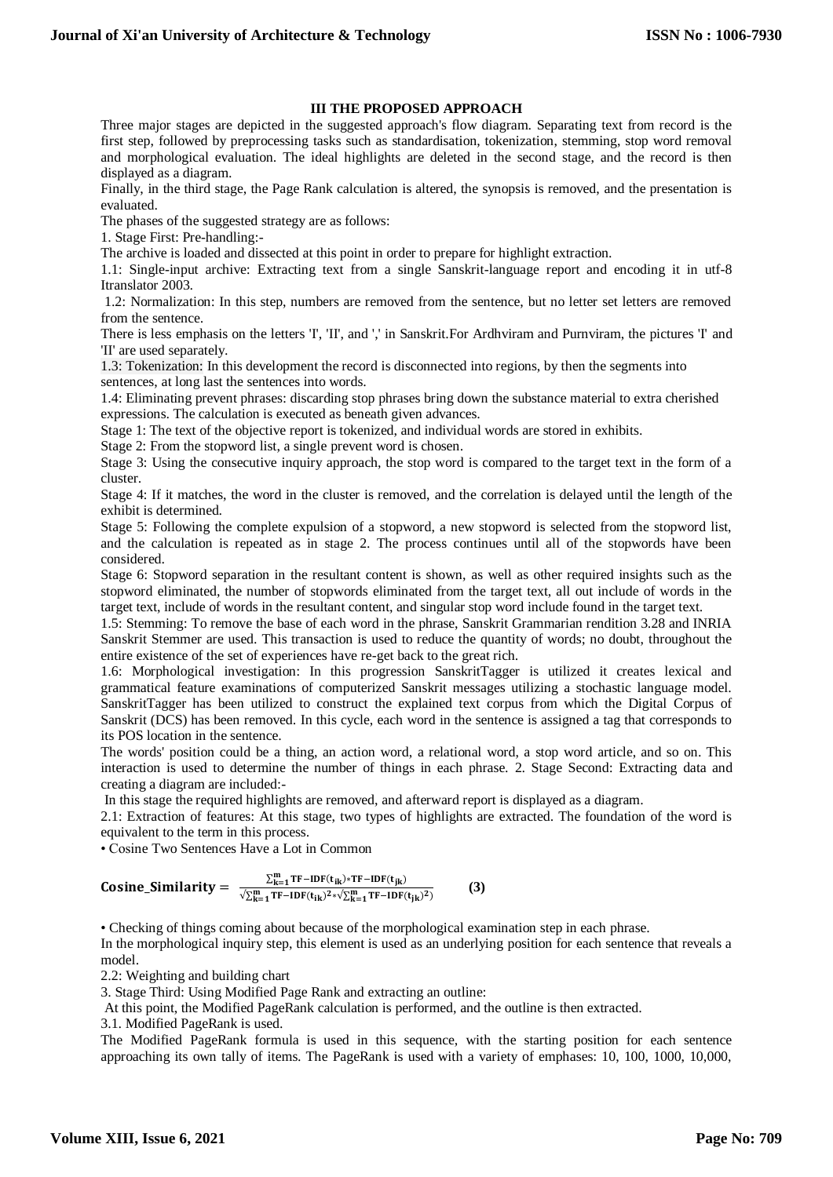## III THE PROPOSED APPROACH

Three major stages are depicted in the suggested approach's flow diagram. Separating text from record is the first step, followed by preprocessing tasks such as standardisation, tokenization, stemming, stop word removal and morphological evaluation. The ideal highlights are deleted in the second stage, and the record is then displayed as a diagram.

Finally, in the third stage, the Page Rank calculation is altered, the synopsis is removed, and the presentation is evaluated.

The phases of the suggested strategy are as follows:

1. Stage First: Pre-handling:-

The archive is loaded and dissected at this point in order to prepare for highlight extraction.

1.1: Single-input archive: Extracting text from a single Sanskrit-language report and encoding it in utf-8 Itranslator 2003.

1.2: Normalization: In this step, numbers are removed from the sentence, but no letter set letters are removed from the sentence.

There is less emphasis on the letters 'I', 'II', and ',' in Sanskrit.For Ardhviram and Purnviram, the pictures 'I' and 'II' are used separately.

1.3: Tokenization: In this development the record is disconnected into regions, by then the segments into sentences, at long last the sentences into words.

1.4: Eliminating prevent phrases: discarding stop phrases bring down the substance material to extra cherished expressions. The calculation is executed as beneath given advances.

Stage 1: The text of the objective report is tokenized, and individual words are stored in exhibits.

Stage 2: From the stopword list, a single prevent word is chosen.

Stage 3: Using the consecutive inquiry approach, the stop word is compared to the target text in the form of a cluster.

Stage 4: If it matches, the word in the cluster is removed, and the correlation is delayed until the length of the exhibit is determined.

Stage 5: Following the complete expulsion of a stopword, a new stopword is selected from the stopword list, and the calculation is repeated as in stage 2. The process continues until all of the stopwords have been considered.

Stage 6: Stopword separation in the resultant content is shown, as well as other required insights such as the stopword eliminated, the number of stopwords eliminated from the target text, all out include of words in the target text, include of words in the resultant content, and singular stop word include found in the target text.

1.5: Stemming: To remove the base of each word in the phrase, Sanskrit Grammarian rendition 3.28 and INRIA Sanskrit Stemmer are used. This transaction is used to reduce the quantity of words; no doubt, throughout the entire existence of the set of experiences have re-get back to the great rich.

1.6: Morphological investigation: In this progression SanskritTagger is utilized it creates lexical and grammatical feature examinations of computerized Sanskrit messages utilizing a stochastic language model. SanskritTagger has been utilized to construct the explained text corpus from which the Digital Corpus of Sanskrit (DCS) has been removed. In this cycle, each word in the sentence is assigned a tag that corresponds to its POS location in the sentence.

The words' position could be a thing, an action word, a relational word, a stop word article, and so on. This interaction is used to determine the number of things in each phrase. 2. Stage Second: Extracting data and creating a diagram are included:-

In this stage the required highlights are removed, and afterward report is displayed as a diagram.

2.1: Extraction of features: At this stage, two types of highlights are extracted. The foundation of the word is equivalent to the term in this process.

- Cosine Two Sentences Have a Lot in Common

$$\textbf{Cosine\_Similarity} = \frac{\sum_{k=1}^{m} \mathrm{TF-IDF}(t_{ik}) * \mathrm{TF-IDF}(t_{jk})}{\sqrt{\sum_{k=1}^{m} \mathrm{TF-IDF}(t_{ik})^2} * \sqrt{\sum_{k=1}^{m} \mathrm{TF-IDF}(t_{jk})^2)}} \qquad \textbf{(3)}$$

- Checking of things coming about because of the morphological examination step in each phrase.

In the morphological inquiry step, this element is used as an underlying position for each sentence that reveals a model.

2.2: Weighting and building chart

3. Stage Third: Using Modified Page Rank and extracting an outline:

At this point, the Modified PageRank calculation is performed, and the outline is then extracted.

3.1. Modified PageRank is used.

The Modified PageRank formula is used in this sequence, with the starting position for each sentence approaching its own tally of items. The PageRank is used with a variety of emphases: 10, 100, 1000, 10,000,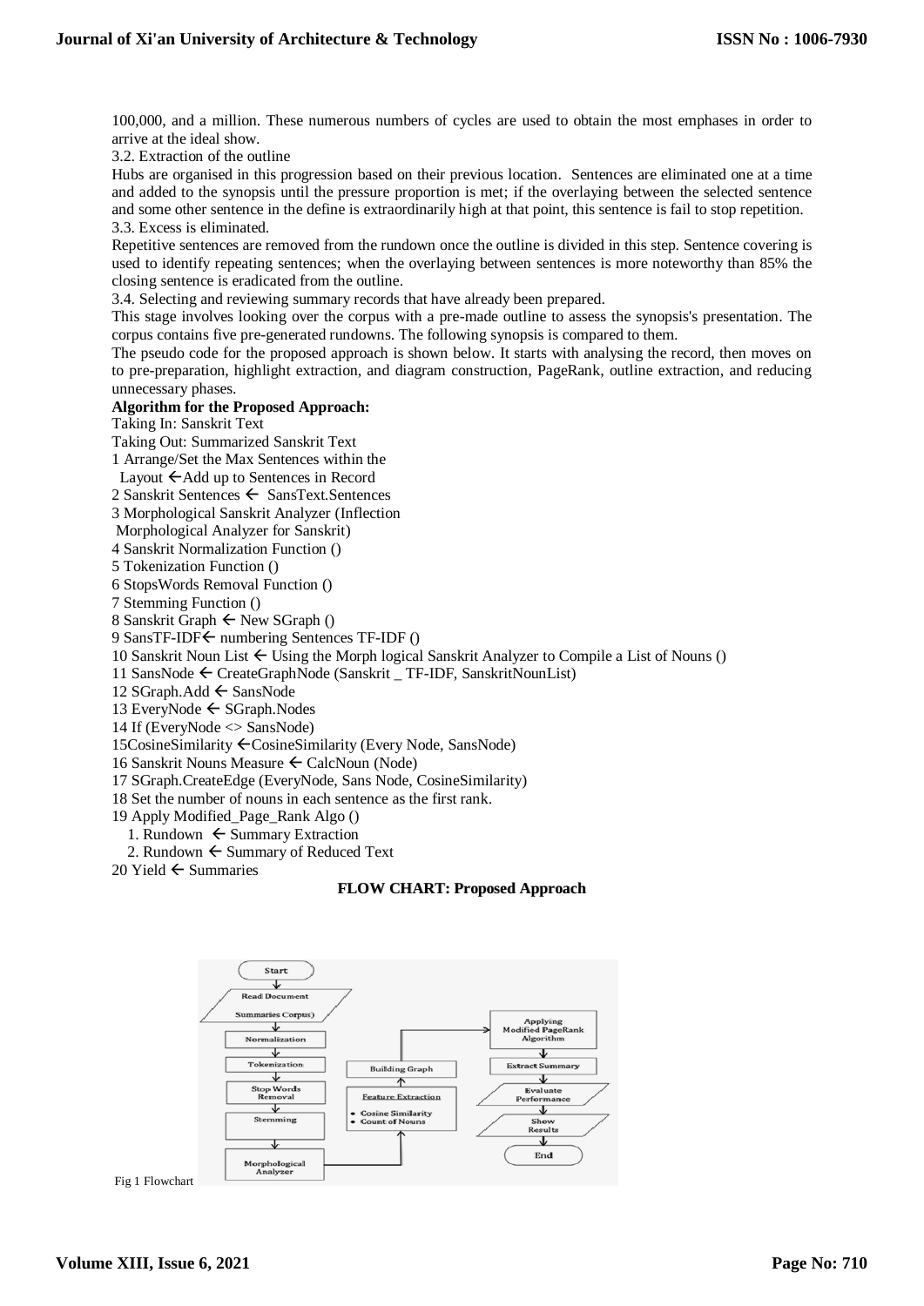100,000, and a million. These numerous numbers of cycles are used to obtain the most emphases in order to arrive at the ideal show.

3.2. Extraction of the outline

Hubs are organised in this progression based on their previous location. Sentences are eliminated one at a time and added to the synopsis until the pressure proportion is met; if the overlaying between the selected sentence and some other sentence in the define is extraordinarily high at that point, this sentence is fail to stop repetition.

3.3. Excess is eliminated.

Repetitive sentences are removed from the rundown once the outline is divided in this step. Sentence covering is used to identify repeating sentences; when the overlaying between sentences is more noteworthy than 85% the closing sentence is eradicated from the outline.

3.4. Selecting and reviewing summary records that have already been prepared.

This stage involves looking over the corpus with a pre-made outline to assess the synopsis's presentation. The corpus contains five pre-generated rundowns. The following synopsis is compared to them.

The pseudo code for the proposed approach is shown below. It starts with analysing the record, then moves on to pre-preparation, highlight extraction, and diagram construction, PageRank, outline extraction, and reducing unnecessary phases.

**Algorithm for the Proposed Approach:**

Taking In: Sanskrit Text

Taking Out: Summarized Sanskrit Text

1 Arrange/Set the Max Sentences within the Layout ← Add up to Sentences in Record

2 Sanskrit Sentences ← SansText.Sentences

3 Morphological Sanskrit Analyzer (Inflection Morphological Analyzer for Sanskrit)

4 Sanskrit Normalization Function ()

5 Tokenization Function ()

6 StopsWords Removal Function ()

7 Stemming Function ()

8 Sanskrit Graph ← New SGraph ()

9 SansTF-IDF← numbering Sentences TF-IDF ()

10 Sanskrit Noun List ← Using the Morph logical Sanskrit Analyzer to Compile a List of Nouns ()

11 SansNode ← CreateGraphNode (Sanskrit _ TF-IDF, SanskritNounList)

12 SGraph.Add ← SansNode

13 EveryNode ← SGraph.Nodes

14 If (EveryNode <> SansNode)

15CosineSimilarity ←CosineSimilarity (Every Node, SansNode)

16 Sanskrit Nouns Measure ← CalcNoun (Node)

17 SGraph.CreateEdge (EveryNode, Sans Node, CosineSimilarity)

18 Set the number of nouns in each sentence as the first rank.

19 Apply Modified_Page_Rank Algo ()

1. Rundown ← Summary Extraction
2. Rundown ← Summary of Reduced Text

20 Yield ← Summaries

**FLOW CHART: Proposed Approach**

Fig 1 Flowchart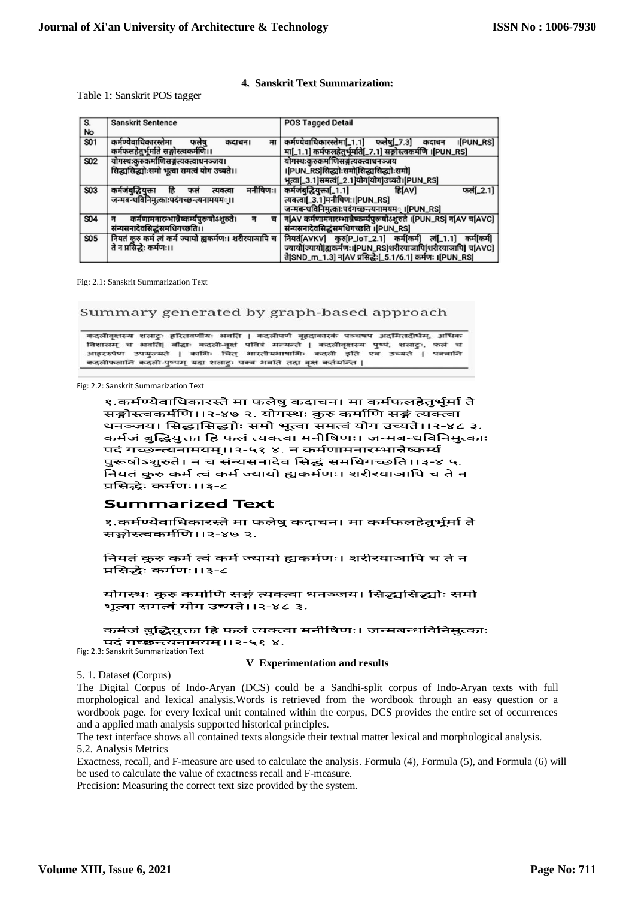#### 4. Sanskrit Text Summarization:

Table 1: Sanskrit POS tagger

| S. No | Sanskrit Sentence | POS Tagged Detail |
|---|---|---|
| S01 | कर्मण्येवाधिकारस्तेमा फलेषु कदाचन। मा कर्मफलहेतुर्भूर्मते सङ्गोस्त्वकर्मणि।। | कर्मण्येवाधिकारस्तेमा[_1.1] फलेषु[_7.3] कदाचन ।[PUN_RS] मा[_1.1] कर्मफलहेतुर्भूर्मते[_7.1] सङ्गोस्त्वकर्मणि ।[PUN_RS] |
| S02 | योगस्थःकुरुकर्माणिसङ्गंत्यक्त्वाधनञ्जय। सिद्ध्यसिद्ध्योःसमो भूत्वा समत्वं योग उच्यते।। | योगस्थःकुरुकर्माणिसङ्गंत्यक्त्वाधनञ्जय ।[PUN_RS]सिद्ध्यसिद्ध्योःसमो[सिद्ध्यसिद्ध्योःसमो] भूत्वा[_3.1]समत्वं[_2.1]योग[योग]उच्यते।[PUN_RS] |
| S03 | कर्मजंबुद्धियुक्ता हि फलं त्यक्त्वा मनीषिणः। जन्मबन्धविनिमुक्ताःपदंगच्छन्त्यनामयम्।। | कर्मजंबुद्धियुक्ता[_1.1] हि[AV] फलं[_2.1] त्यक्त्वा[_3.1]मनीषिणः।[PUN_RS] जन्मबन्धविनिमुक्ताःपदंगच्छन्त्यनामयम् ।[PUN_RS] |
| S04 | न कर्मणामनारम्भान्नैष्कर्म्यंपुरूषोऽश्नुते। न च संन्यसनादेवसिद्धंसमधिगच्छति।। | न[AV कर्मणामनारम्भान्नैष्कर्म्यंपुरूषोऽश्नुते ।[PUN_RS] न[AV च[AVC] संन्यसनादेवसिद्धंसमधिगच्छति ।[PUN_RS] |
| S05 | नियतं कुरु कर्म त्वं कर्म ज्यायो ह्यकर्मणः। शरीरयात्रापि च ते न प्रसिद्धेः कर्मणः।। | नियतं[AVKV] कुरु[P_IoT_2.1] कर्म[कर्म] त्वं[_1.1] कर्म[कर्म] ज्यायो[ज्यायो]ह्यकर्मणः।[PUN_RS]शरीरयात्रापि[शरीरयात्रापि] च[AVC] ते[SND_m_1.3] न[AV प्रसिद्धेः[_5.1/6.1] कर्मणः ।[PUN_RS] |

Fig: 2.1: Sanskrit Summarization Text

Summary generated by graph-based approach

कदलीवृक्षस्य शलाटुः हरितवर्णीयः भवति । कदलीपर्णं बृहदाकारकं पञ्चषप अदमितदीर्घम्, अधिकं विशालम् च भवति। बौद्धाः कदली-वृक्षं पवित्रं मन्यन्ते । कदलीवृक्षस्य पुष्पं, शलाटुः, फलं च आहररूपेण उपयुज्यते । कामिः चित् भारतीयभाषाभिः कदली इति एव उच्यते । पक्वानि कदलीफलानि कदली-पुष्पम् यदा शलाटुः पक्वं भवति तदा वृक्षं कर्तयन्ति ।

Fig: 2.2: Sanskrit Summarization Text

१.कर्मण्येवाधिकारस्ते मा फलेषु कदाचन। मा कर्मफलहेतुर्भूर्मा ते सङ्गोऽस्त्वकर्मणि।।२-४७ २. योगस्थः कुरु कर्माणि सङ्गं त्यक्त्वा धनञ्जय। सिद्ध्यसिद्ध्योः समो भूत्वा समत्वं योग उच्यते।।२-४८ ३. कर्मजं बुद्धियुक्ता हि फलं त्यक्त्वा मनीषिणः। जन्मबन्धविनिमुक्ताः पदं गच्छन्त्यनामयम्।।२-५१ ४. न कर्मणामनारम्भान्नैष्कर्म्यं पुरूषोऽश्नुते। न च संन्यसनादेव सिद्धिं समधिगच्छति।।३-४ ५. नियतं कुरु कर्म त्वं कर्म ज्यायो ह्यकर्मणः। शरीरयात्रापि च ते न प्रसिद्ध्येदकर्मणः।।३-८

**Summarized Text**

१.कर्मण्येवाधिकारस्ते मा फलेषु कदाचन। मा कर्मफलहेतुर्भूर्मा ते सङ्गोऽस्त्वकर्मणि।।२-४७ २.

नियतं कुरु कर्म त्वं कर्म ज्यायो ह्यकर्मणः। शरीरयात्रापि च ते न प्रसिद्ध्येदकर्मणः।।३-८

योगस्थः कुरु कर्माणि सङ्गं त्यक्त्वा धनञ्जय। सिद्ध्यसिद्ध्योः समो भूत्वा समत्वं योग उच्यते।।२-४८ ३.

कर्मजं बुद्धियुक्ता हि फलं त्यक्त्वा मनीषिणः। जन्मबन्धविनिमुक्ताः पदं गच्छन्त्यनामयम्।।२-५१ ४.

Fig: 2.3: Sanskrit Summarization Text

## V Experimentation and results

5. 1. Dataset (Corpus)

The Digital Corpus of Indo-Aryan (DCS) could be a Sandhi-split corpus of Indo-Aryan texts with full morphological and lexical analysis.Words is retrieved from the wordbook through an easy question or a wordbook page. for every lexical unit contained within the corpus, DCS provides the entire set of occurrences and a applied math analysis supported historical principles.

The text interface shows all contained texts alongside their textual matter lexical and morphological analysis.

5.2. Analysis Metrics

Exactness, recall, and F-measure are used to calculate the analysis. Formula (4), Formula (5), and Formula (6) will be used to calculate the value of exactness recall and F-measure.

Precision: Measuring the correct text size provided by the system.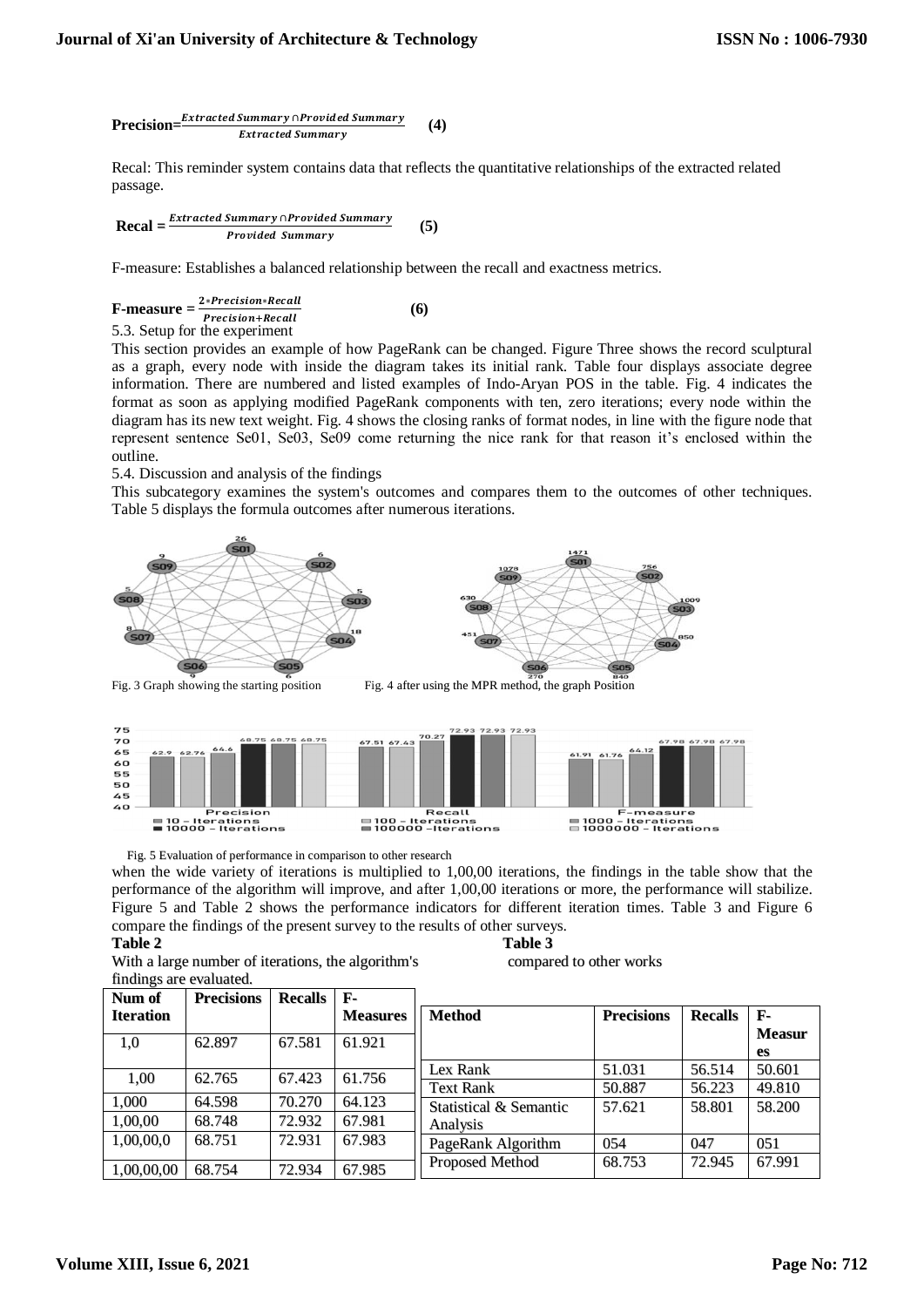$$\textbf{Precision}=\frac{Extracted\ Summary \cap Provided\ Summary}{Extracted\ Summary} \qquad \textbf{(4)}$$

Recal: This reminder system contains data that reflects the quantitative relationships of the extracted related passage.

$$\textbf{Recal} = \frac{Extracted\ Summary \cap Provided\ Summary}{Provided\ \ Summary} \qquad \textbf{(5)}$$

F-measure: Establishes a balanced relationship between the recall and exactness metrics.

$$\textbf{F-measure} = \frac{2 * Precision * Recall}{Precision + Recall} \qquad \textbf{(6)}$$

5.3. Setup for the experiment

This section provides an example of how PageRank can be changed. Figure Three shows the record sculptural as a graph, every node with inside the diagram takes its initial rank. Table four displays associate degree information. There are numbered and listed examples of Indo-Aryan POS in the table. Fig. 4 indicates the format as soon as applying modified PageRank components with ten, zero iterations; every node within the diagram has its new text weight. Fig. 4 shows the closing ranks of format nodes, in line with the figure node that represent sentence Se01, Se03, Se09 come returning the nice rank for that reason it's enclosed within the outline.

5.4. Discussion and analysis of the findings

This subcategory examines the system's outcomes and compares them to the outcomes of other techniques. Table 5 displays the formula outcomes after numerous iterations.

Fig. 3 Graph showing the starting position

Fig. 4 after using the MPR method, the graph Position

Fig. 5 Evaluation of performance in comparison to other research

when the wide variety of iterations is multiplied to 1,00,00 iterations, the findings in the table show that the performance of the algorithm will improve, and after 1,00,00 iterations or more, the performance will stabilize. Figure 5 and Table 2 shows the performance indicators for different iteration times. Table 3 and Figure 6 compare the findings of the present survey to the results of other surveys.

**Table 2**

With a large number of iterations, the algorithm's findings are evaluated.

| Num of Iteration | Precisions | Recalls | F-Measures |
|---|---|---|---|
| 1,0 | 62.897 | 67.581 | 61.921 |
| 1,00 | 62.765 | 67.423 | 61.756 |
| 1,000 | 64.598 | 70.270 | 64.123 |
| 1,00,00 | 68.748 | 72.932 | 67.981 |
| 1,00,00,0 | 68.751 | 72.931 | 67.983 |
| 1,00,00,00 | 68.754 | 72.934 | 67.985 |

**Table 3**

compared to other works

| Method | Precisions | Recalls | F-Measures |
|---|---|---|---|
| Lex Rank | 51.031 | 56.514 | 50.601 |
| Text Rank | 50.887 | 56.223 | 49.810 |
| Statistical & Semantic Analysis | 57.621 | 58.801 | 58.200 |
| PageRank Algorithm | 054 | 047 | 051 |
| Proposed Method | 68.753 | 72.945 | 67.991 |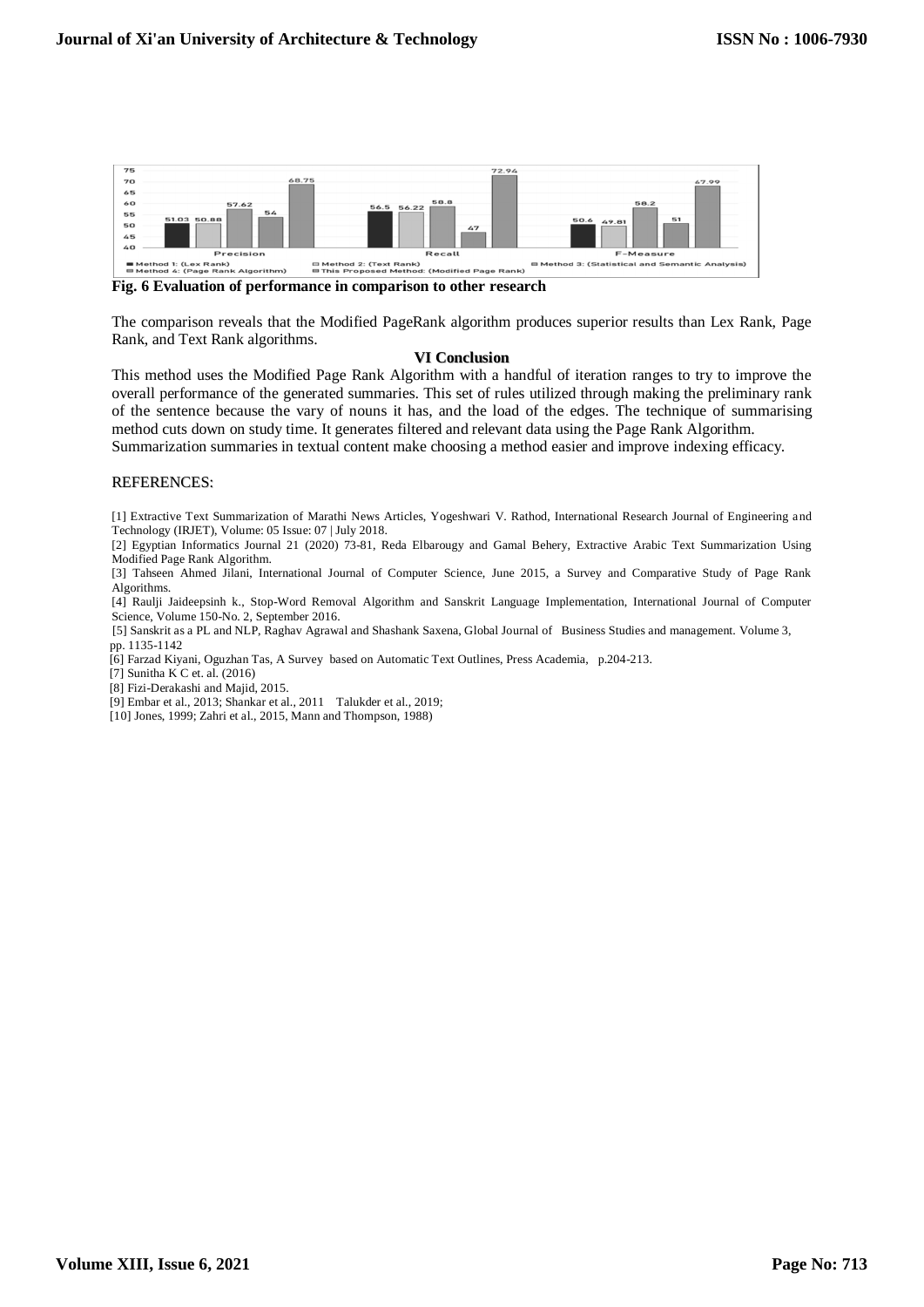75
70
65
60
55
50
45
40

51.03 50.88 57.62 54 68.75

56.5 56.22 58.8 47 72.94

50.6 49.81 58.2 51 67.99

Precision Recall F-Measure

Method 1: (Lex Rank)
Method 2: (Text Rank)
Method 3: (Statistical and Semantic Analysis)
Method 4: (Page Rank Algorithm)
This Proposed Method: (Modified Page Rank)

**Fig. 6 Evaluation of performance in comparison to other research**

The comparison reveals that the Modified PageRank algorithm produces superior results than Lex Rank, Page Rank, and Text Rank algorithms.

## VI Conclusion

This method uses the Modified Page Rank Algorithm with a handful of iteration ranges to try to improve the overall performance of the generated summaries. This set of rules utilized through making the preliminary rank of the sentence because the vary of nouns it has, and the load of the edges. The technique of summarising method cuts down on study time. It generates filtered and relevant data using the Page Rank Algorithm.
Summarization summaries in textual content make choosing a method easier and improve indexing efficacy.

## REFERENCES:

[1] Extractive Text Summarization of Marathi News Articles, Yogeshwari V. Rathod, International Research Journal of Engineering and Technology (IRJET), Volume: 05 Issue: 07 | July 2018.

[2] Egyptian Informatics Journal 21 (2020) 73-81, Reda Elbarougy and Gamal Behery, Extractive Arabic Text Summarization Using Modified Page Rank Algorithm.

[3] Tahseen Ahmed Jilani, International Journal of Computer Science, June 2015, a Survey and Comparative Study of Page Rank Algorithms.

[4] Raulji Jaideepsinh k., Stop-Word Removal Algorithm and Sanskrit Language Implementation, International Journal of Computer Science, Volume 150-No. 2, September 2016.

[5] Sanskrit as a PL and NLP, Raghav Agrawal and Shashank Saxena, Global Journal of Business Studies and management. Volume 3, pp. 1135-1142

[6] Farzad Kiyani, Oguzhan Tas, A Survey based on Automatic Text Outlines, Press Academia, p.204-213.

[7] Sunitha K C et. al. (2016)

[8] Fizi-Derakashi and Majid, 2015.

[9] Embar et al., 2013; Shankar et al., 2011 Talukder et al., 2019;

[10] Jones, 1999; Zahri et al., 2015, Mann and Thompson, 1988)